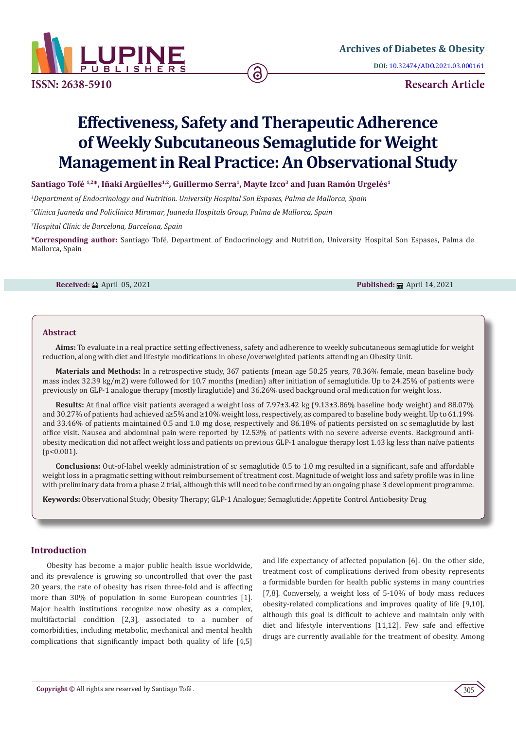# Effectiveness, Safety and Therapeutic Adherence of Weekly Subcutaneous Semaglutide for Weight Management in Real Practice: An Observational Study

**Santiago Tofé [1,2]*, Iñaki Argüelles[1,2], Guillermo Serra[1], Mayte Izco[3] and Juan Ramón Urgelés[1]**

[1]*Department of Endocrinology and Nutrition. University Hospital Son Espases, Palma de Mallorca, Spain*

[2]*Clínica Juaneda and Policlínica Miramar, Juaneda Hospitals Group, Palma de Mallorca, Spain*

[3]*Hospital Clínic de Barcelona, Barcelona, Spain*

**\*Corresponding author:** Santiago Tofé, Department of Endocrinology and Nutrition, University Hospital Son Espases, Palma de Mallorca, Spain

**Received:** April 05, 2021 **Published:** April 14, 2021

## Abstract

**Aims:** To evaluate in a real practice setting effectiveness, safety and adherence to weekly subcutaneous semaglutide for weight reduction, along with diet and lifestyle modifications in obese/overweighted patients attending an Obesity Unit.

**Materials and Methods:** In a retrospective study, 367 patients (mean age 50.25 years, 78.36% female, mean baseline body mass index 32.39 kg/m2) were followed for 10.7 months (median) after initiation of semaglutide. Up to 24.25% of patients were previously on GLP-1 analogue therapy (mostly liraglutide) and 36.26% used background oral medication for weight loss.

**Results:** At final office visit patients averaged a weight loss of 7.97±3.42 kg (9.13±3.86% baseline body weight) and 88.07% and 30.27% of patients had achieved a≥5% and ≥10% weight loss, respectively, as compared to baseline body weight. Up to 61.19% and 33.46% of patients maintained 0.5 and 1.0 mg dose, respectively and 86.18% of patients persisted on sc semaglutide by last office visit. Nausea and abdominal pain were reported by 12.53% of patients with no severe adverse events. Background anti-obesity medication did not affect weight loss and patients on previous GLP-1 analogue therapy lost 1.43 kg less than naïve patients ($p<0.001$).

**Conclusions:** Out-of-label weekly administration of sc semaglutide 0.5 to 1.0 mg resulted in a significant, safe and affordable weight loss in a pragmatic setting without reimbursement of treatment cost. Magnitude of weight loss and safety profile was in line with preliminary data from a phase 2 trial, although this will need to be confirmed by an ongoing phase 3 development programme.

**Keywords:** Observational Study; Obesity Therapy; GLP-1 Analogue; Semaglutide; Appetite Control Antiobesity Drug

## Introduction

Obesity has become a major public health issue worldwide, and its prevalence is growing so uncontrolled that over the past 20 years, the rate of obesity has risen three-fold and is affecting more than 30% of population in some European countries [1]. Major health institutions recognize now obesity as a complex, multifactorial condition [2,3], associated to a number of comorbidities, including metabolic, mechanical and mental health complications that significantly impact both quality of life [4,5] and life expectancy of affected population [6]. On the other side, treatment cost of complications derived from obesity represents a formidable burden for health public systems in many countries [7,8]. Conversely, a weight loss of 5-10% of body mass reduces obesity-related complications and improves quality of life [9,10], although this goal is difficult to achieve and maintain only with diet and lifestyle interventions [11,12]. Few safe and effective drugs are currently available for the treatment of obesity. Among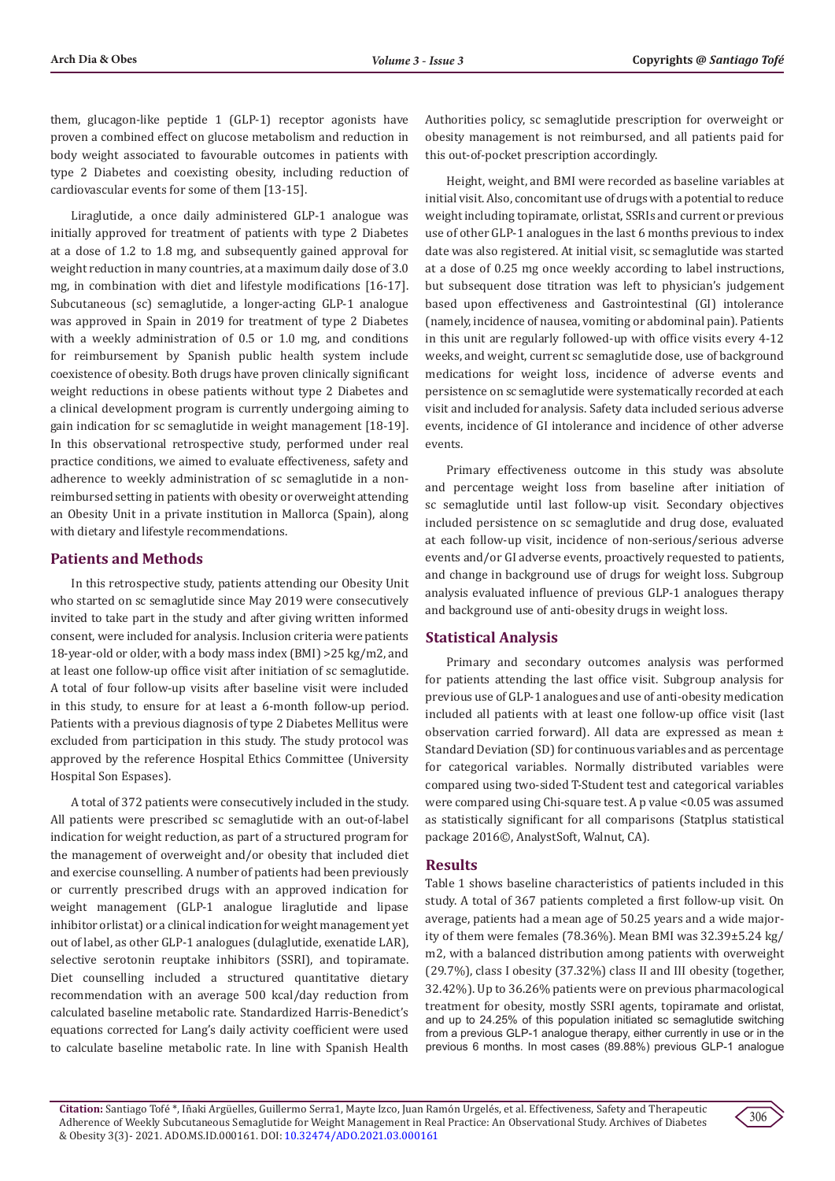them, glucagon-like peptide 1 (GLP-1) receptor agonists have proven a combined effect on glucose metabolism and reduction in body weight associated to favourable outcomes in patients with type 2 Diabetes and coexisting obesity, including reduction of cardiovascular events for some of them [13-15].

Liraglutide, a once daily administered GLP-1 analogue was initially approved for treatment of patients with type 2 Diabetes at a dose of 1.2 to 1.8 mg, and subsequently gained approval for weight reduction in many countries, at a maximum daily dose of 3.0 mg, in combination with diet and lifestyle modifications [16-17]. Subcutaneous (sc) semaglutide, a longer-acting GLP-1 analogue was approved in Spain in 2019 for treatment of type 2 Diabetes with a weekly administration of 0.5 or 1.0 mg, and conditions for reimbursement by Spanish public health system include coexistence of obesity. Both drugs have proven clinically significant weight reductions in obese patients without type 2 Diabetes and a clinical development program is currently undergoing aiming to gain indication for sc semaglutide in weight management [18-19]. In this observational retrospective study, performed under real practice conditions, we aimed to evaluate effectiveness, safety and adherence to weekly administration of sc semaglutide in a non-reimbursed setting in patients with obesity or overweight attending an Obesity Unit in a private institution in Mallorca (Spain), along with dietary and lifestyle recommendations.

## Patients and Methods

In this retrospective study, patients attending our Obesity Unit who started on sc semaglutide since May 2019 were consecutively invited to take part in the study and after giving written informed consent, were included for analysis. Inclusion criteria were patients 18-year-old or older, with a body mass index (BMI) >25 kg/m2, and at least one follow-up office visit after initiation of sc semaglutide. A total of four follow-up visits after baseline visit were included in this study, to ensure for at least a 6-month follow-up period. Patients with a previous diagnosis of type 2 Diabetes Mellitus were excluded from participation in this study. The study protocol was approved by the reference Hospital Ethics Committee (University Hospital Son Espases).

A total of 372 patients were consecutively included in the study. All patients were prescribed sc semaglutide with an out-of-label indication for weight reduction, as part of a structured program for the management of overweight and/or obesity that included diet and exercise counselling. A number of patients had been previously or currently prescribed drugs with an approved indication for weight management (GLP-1 analogue liraglutide and lipase inhibitor orlistat) or a clinical indication for weight management yet out of label, as other GLP-1 analogues (dulaglutide, exenatide LAR), selective serotonin reuptake inhibitors (SSRI), and topiramate. Diet counselling included a structured quantitative dietary recommendation with an average 500 kcal/day reduction from calculated baseline metabolic rate. Standardized Harris-Benedict's equations corrected for Lang's daily activity coefficient were used to calculate baseline metabolic rate. In line with Spanish Health Authorities policy, sc semaglutide prescription for overweight or obesity management is not reimbursed, and all patients paid for this out-of-pocket prescription accordingly.

Height, weight, and BMI were recorded as baseline variables at initial visit. Also, concomitant use of drugs with a potential to reduce weight including topiramate, orlistat, SSRIs and current or previous use of other GLP-1 analogues in the last 6 months previous to index date was also registered. At initial visit, sc semaglutide was started at a dose of 0.25 mg once weekly according to label instructions, but subsequent dose titration was left to physician's judgement based upon effectiveness and Gastrointestinal (GI) intolerance (namely, incidence of nausea, vomiting or abdominal pain). Patients in this unit are regularly followed-up with office visits every 4-12 weeks, and weight, current sc semaglutide dose, use of background medications for weight loss, incidence of adverse events and persistence on sc semaglutide were systematically recorded at each visit and included for analysis. Safety data included serious adverse events, incidence of GI intolerance and incidence of other adverse events.

Primary effectiveness outcome in this study was absolute and percentage weight loss from baseline after initiation of sc semaglutide until last follow-up visit. Secondary objectives included persistence on sc semaglutide and drug dose, evaluated at each follow-up visit, incidence of non-serious/serious adverse events and/or GI adverse events, proactively requested to patients, and change in background use of drugs for weight loss. Subgroup analysis evaluated influence of previous GLP-1 analogues therapy and background use of anti-obesity drugs in weight loss.

## Statistical Analysis

Primary and secondary outcomes analysis was performed for patients attending the last office visit. Subgroup analysis for previous use of GLP-1 analogues and use of anti-obesity medication included all patients with at least one follow-up office visit (last observation carried forward). All data are expressed as mean ± Standard Deviation (SD) for continuous variables and as percentage for categorical variables. Normally distributed variables were compared using two-sided T-Student test and categorical variables were compared using Chi-square test. A p value <0.05 was assumed as statistically significant for all comparisons (Statplus statistical package 2016©, AnalystSoft, Walnut, CA).

## Results

Table 1 shows baseline characteristics of patients included in this study. A total of 367 patients completed a first follow-up visit. On average, patients had a mean age of 50.25 years and a wide majority of them were females (78.36%). Mean BMI was 32.39±5.24 kg/m2, with a balanced distribution among patients with overweight (29.7%), class I obesity (37.32%) class II and III obesity (together, 32.42%). Up to 36.26% patients were on previous pharmacological treatment for obesity, mostly SSRI agents, topiramate and orlistat, and up to 24.25% of this population initiated sc semaglutide switching from a previous GLP-1 analogue therapy, either currently in use or in the previous 6 months. In most cases (89.88%) previous GLP-1 analogue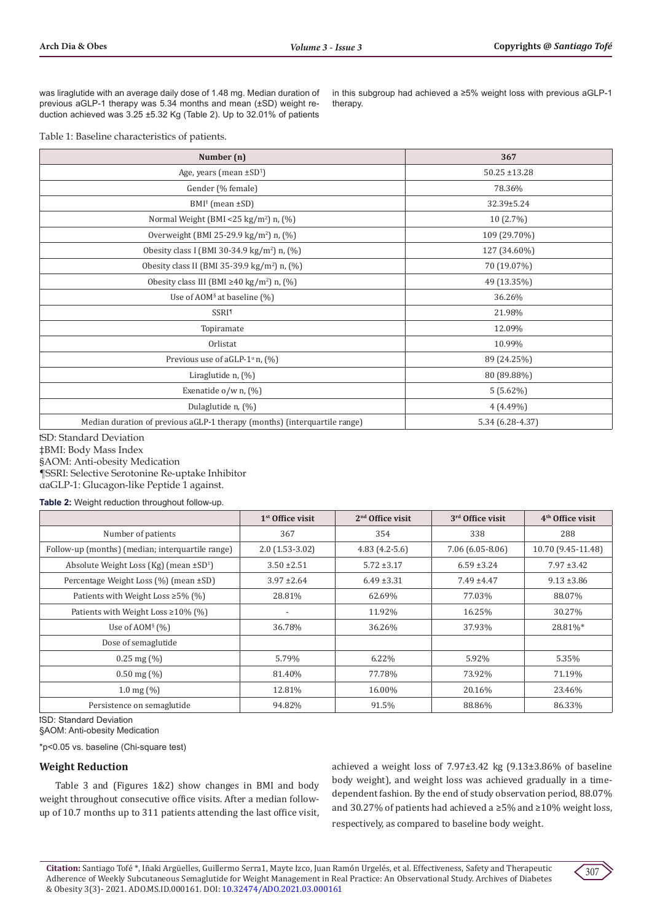was liraglutide with an average daily dose of 1.48 mg. Median duration of previous aGLP-1 therapy was 5.34 months and mean (±SD) weight reduction achieved was 3.25 ±5.32 Kg (Table 2). Up to 32.01% of patients in this subgroup had achieved a ≥5% weight loss with previous aGLP-1 therapy.

Table 1: Baseline characteristics of patients.

| Number (n) | 367 |
|---|---|
| Age, years (mean ±SD[†]) | 50.25 ±13.28 |
| Gender (% female) | 78.36% |
| BMI[‡] (mean ±SD) | 32.39±5.24 |
| Normal Weight (BMI <25 kg/m²) n, (%) | 10 (2.7%) |
| Overweight (BMI 25-29.9 kg/m²) n, (%) | 109 (29.70%) |
| Obesity class I (BMI 30-34.9 kg/m²) n, (%) | 127 (34.60%) |
| Obesity class II (BMI 35-39.9 kg/m²) n, (%) | 70 (19.07%) |
| Obesity class III (BMI ≥40 kg/m²) n, (%) | 49 (13.35%) |
| Use of AOM[§] at baseline (%) | 36.26% |
| SSRI[¶] | 21.98% |
| Topiramate | 12.09% |
| Orlistat | 10.99% |
| Previous use of aGLP-1[α] n, (%) | 89 (24.25%) |
| Liraglutide n, (%) | 80 (89.88%) |
| Exenatide o/w n, (%) | 5 (5.62%) |
| Dulaglutide n, (%) | 4 (4.49%) |
| Median duration of previous aGLP-1 therapy (months) (interquartile range) | 5.34 (6.28-4.37) |

†SD: Standard Deviation
‡BMI: Body Mass Index
§AOM: Anti-obesity Medication
¶SSRI: Selective Serotonine Re-uptake Inhibitor
αaGLP-1: Glucagon-like Peptide 1 against.

**Table 2:** Weight reduction throughout follow-up.

| | 1st Office visit | 2nd Office visit | 3rd Office visit | 4th Office visit |
|---|---|---|---|---|
| Number of patients | 367 | 354 | 338 | 288 |
| Follow-up (months) (median; interquartile range) | 2.0 (1.53-3.02) | 4.83 (4.2-5.6) | 7.06 (6.05-8.06) | 10.70 (9.45-11.48) |
| Absolute Weight Loss (Kg) (mean ±SD[†]) | 3.50 ±2.51 | 5.72 ±3.17 | 6.59 ±3.24 | 7.97 ±3.42 |
| Percentage Weight Loss (%) (mean ±SD) | 3.97 ±2.64 | 6.49 ±3.31 | 7.49 ±4.47 | 9.13 ±3.86 |
| Patients with Weight Loss ≥5% (%) | 28.81% | 62.69% | 77.03% | 88.07% |
| Patients with Weight Loss ≥10% (%) | - | 11.92% | 16.25% | 30.27% |
| Use of AOM[§] (%) | 36.78% | 36.26% | 37.93% | 28.81%* |
| Dose of semaglutide | | | | |
| 0.25 mg (%) | 5.79% | 6.22% | 5.92% | 5.35% |
| 0.50 mg (%) | 81.40% | 77.78% | 73.92% | 71.19% |
| 1.0 mg (%) | 12.81% | 16.00% | 20.16% | 23.46% |
| Persistence on semaglutide | 94.82% | 91.5% | 88.86% | 86.33% |

†SD: Standard Deviation
§AOM: Anti-obesity Medication

*p<0.05 vs. baseline (Chi-square test)

## Weight Reduction

Table 3 and (Figures 1&2) show changes in BMI and body weight throughout consecutive office visits. After a median follow-up of 10.7 months up to 311 patients attending the last office visit, achieved a weight loss of 7.97±3.42 kg (9.13±3.86% of baseline body weight), and weight loss was achieved gradually in a time-dependent fashion. By the end of study observation period, 88.07% and 30.27% of patients had achieved a ≥5% and ≥10% weight loss, respectively, as compared to baseline body weight.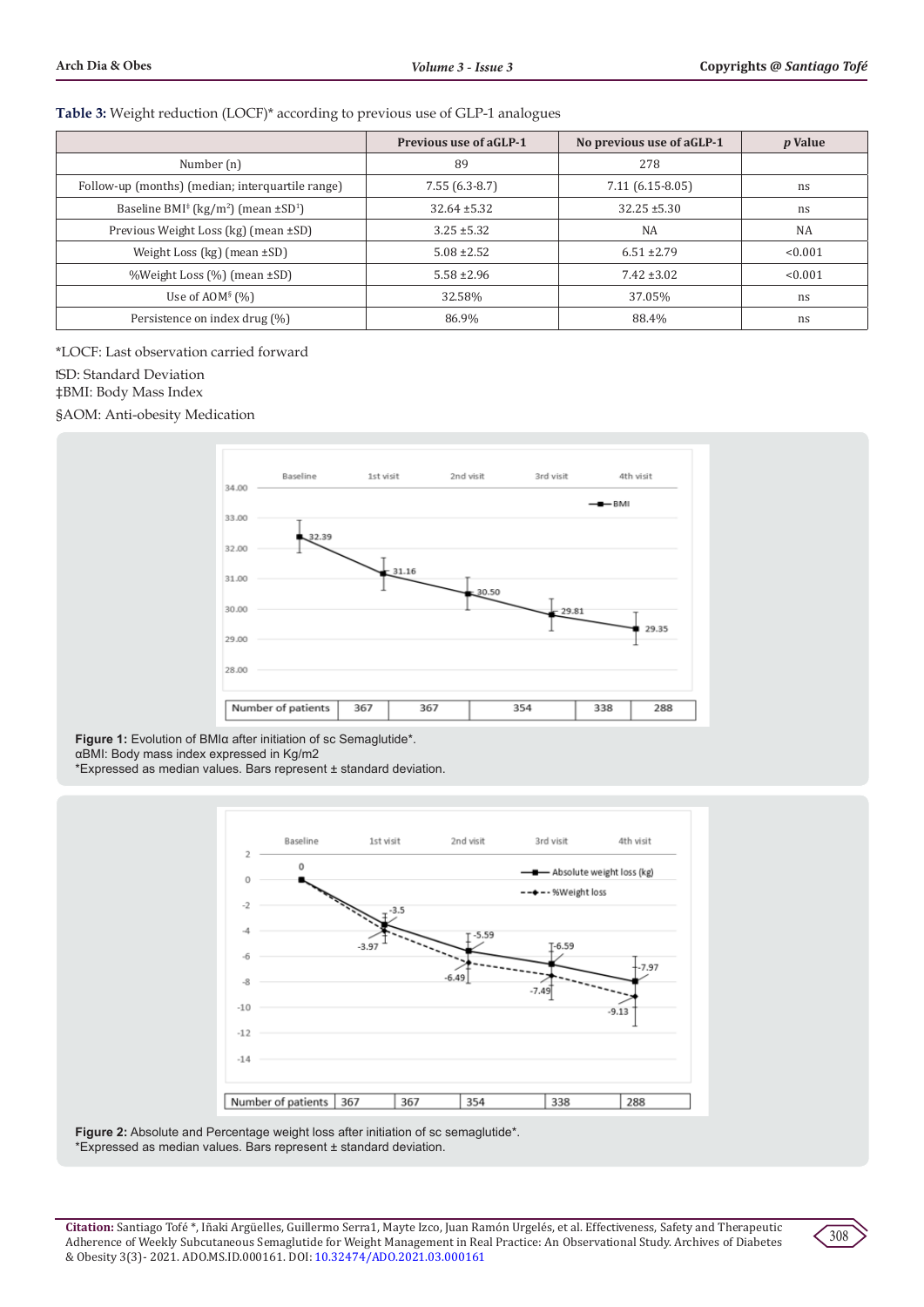**Table 3:** Weight reduction (LOCF)* according to previous use of GLP-1 analogues

| | Previous use of aGLP-1 | No previous use of aGLP-1 | *p* Value |
|---|---|---|---|
| Number (n) | 89 | 278 | |
| Follow-up (months) (median; interquartile range) | 7.55 (6.3-8.7) | 7.11 (6.15-8.05) | ns |
| Baseline BMI‡ (kg/m²) (mean ±SD†) | 32.64 ±5.32 | 32.25 ±5.30 | ns |
| Previous Weight Loss (kg) (mean ±SD) | 3.25 ±5.32 | NA | NA |
| Weight Loss (kg) (mean ±SD) | 5.08 ±2.52 | 6.51 ±2.79 | <0.001 |
| %Weight Loss (%) (mean ±SD) | 5.58 ±2.96 | 7.42 ±3.02 | <0.001 |
| Use of AOM§ (%) | 32.58% | 37.05% | ns |
| Persistence on index drug (%) | 86.9% | 88.4% | ns |

*LOCF: Last observation carried forward

†SD: Standard Deviation

‡BMI: Body Mass Index

§AOM: Anti-obesity Medication

**Figure 1:** Evolution of BMIα after initiation of sc Semaglutide*.
αBMI: Body mass index expressed in Kg/m2
*Expressed as median values. Bars represent ± standard deviation.

**Figure 2:** Absolute and Percentage weight loss after initiation of sc semaglutide*.
*Expressed as median values. Bars represent ± standard deviation.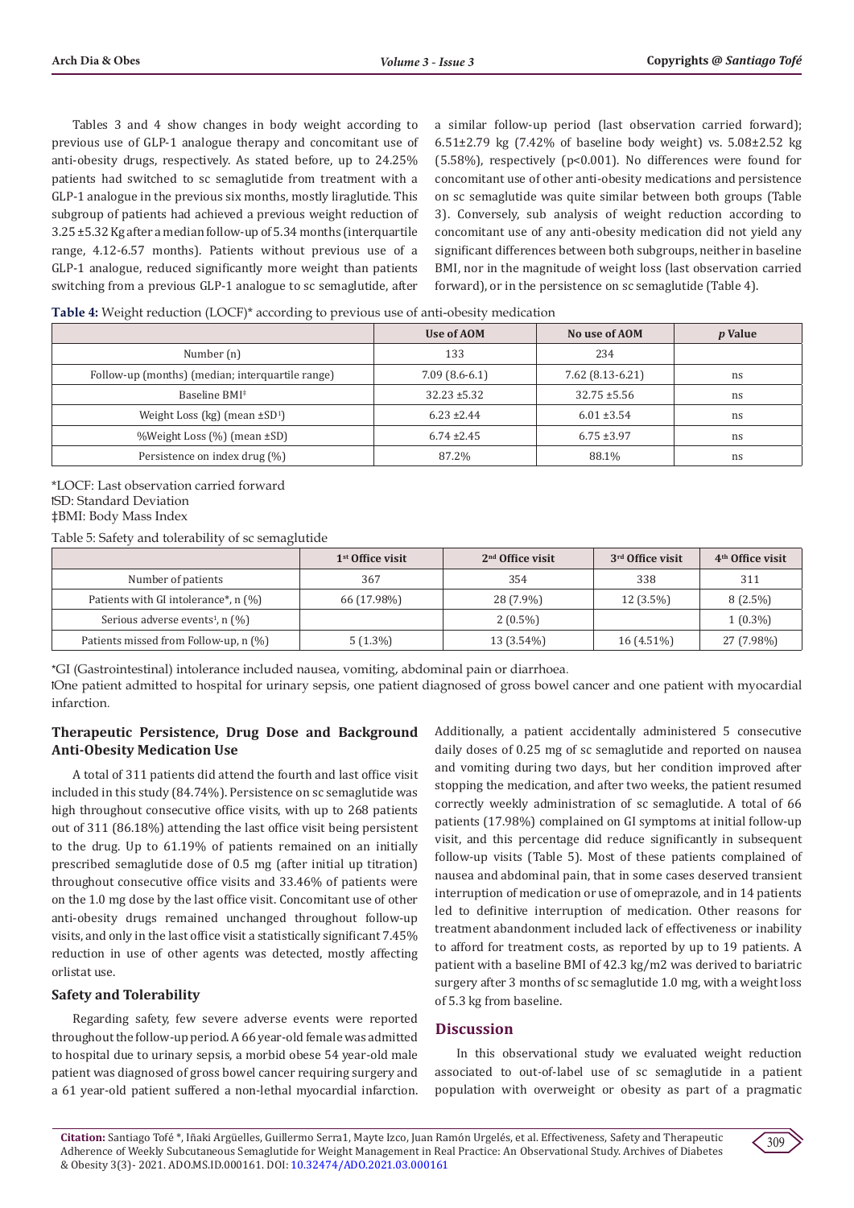Tables 3 and 4 show changes in body weight according to previous use of GLP-1 analogue therapy and concomitant use of anti-obesity drugs, respectively. As stated before, up to 24.25% patients had switched to sc semaglutide from treatment with a GLP-1 analogue in the previous six months, mostly liraglutide. This subgroup of patients had achieved a previous weight reduction of 3.25 ±5.32 Kg after a median follow-up of 5.34 months (interquartile range, 4.12-6.57 months). Patients without previous use of a GLP-1 analogue, reduced significantly more weight than patients switching from a previous GLP-1 analogue to sc semaglutide, after a similar follow-up period (last observation carried forward); 6.51±2.79 kg (7.42% of baseline body weight) vs. 5.08±2.52 kg (5.58%), respectively (p<0.001). No differences were found for concomitant use of other anti-obesity medications and persistence on sc semaglutide was quite similar between both groups (Table 3). Conversely, sub analysis of weight reduction according to concomitant use of any anti-obesity medication did not yield any significant differences between both subgroups, neither in baseline BMI, nor in the magnitude of weight loss (last observation carried forward), or in the persistence on sc semaglutide (Table 4).

**Table 4:** Weight reduction (LOCF)* according to previous use of anti-obesity medication

| | Use of AOM | No use of AOM | *p* Value |
|---|---|---|---|
| Number (n) | 133 | 234 | |
| Follow-up (months) (median; interquartile range) | 7.09 (8.6-6.1) | 7.62 (8.13-6.21) | ns |
| Baseline BMI‡ | 32.23 ±5.32 | 32.75 ±5.56 | ns |
| Weight Loss (kg) (mean ±SD†) | 6.23 ±2.44 | 6.01 ±3.54 | ns |
| %Weight Loss (%) (mean ±SD) | 6.74 ±2.45 | 6.75 ±3.97 | ns |
| Persistence on index drug (%) | 87.2% | 88.1% | ns |

*LOCF: Last observation carried forward
†SD: Standard Deviation
‡BMI: Body Mass Index

Table 5: Safety and tolerability of sc semaglutide

| | 1st Office visit | 2nd Office visit | 3rd Office visit | 4th Office visit |
|---|---|---|---|---|
| Number of patients | 367 | 354 | 338 | 311 |
| Patients with GI intolerance*, n (%) | 66 (17.98%) | 28 (7.9%) | 12 (3.5%) | 8 (2.5%) |
| Serious adverse events†, n (%) | | 2 (0.5%) | | 1 (0.3%) |
| Patients missed from Follow-up, n (%) | 5 (1.3%) | 13 (3.54%) | 16 (4.51%) | 27 (7.98%) |

*GI (Gastrointestinal) intolerance included nausea, vomiting, abdominal pain or diarrhoea.
†One patient admitted to hospital for urinary sepsis, one patient diagnosed of gross bowel cancer and one patient with myocardial infarction.

### Therapeutic Persistence, Drug Dose and Background Anti-Obesity Medication Use

A total of 311 patients did attend the fourth and last office visit included in this study (84.74%). Persistence on sc semaglutide was high throughout consecutive office visits, with up to 268 patients out of 311 (86.18%) attending the last office visit being persistent to the drug. Up to 61.19% of patients remained on an initially prescribed semaglutide dose of 0.5 mg (after initial up titration) throughout consecutive office visits and 33.46% of patients were on the 1.0 mg dose by the last office visit. Concomitant use of other anti-obesity drugs remained unchanged throughout follow-up visits, and only in the last office visit a statistically significant 7.45% reduction in use of other agents was detected, mostly affecting orlistat use.

### Safety and Tolerability

Regarding safety, few severe adverse events were reported throughout the follow-up period. A 66 year-old female was admitted to hospital due to urinary sepsis, a morbid obese 54 year-old male patient was diagnosed of gross bowel cancer requiring surgery and a 61 year-old patient suffered a non-lethal myocardial infarction. Additionally, a patient accidentally administered 5 consecutive daily doses of 0.25 mg of sc semaglutide and reported on nausea and vomiting during two days, but her condition improved after stopping the medication, and after two weeks, the patient resumed correctly weekly administration of sc semaglutide. A total of 66 patients (17.98%) complained on GI symptoms at initial follow-up visit, and this percentage did reduce significantly in subsequent follow-up visits (Table 5). Most of these patients complained of nausea and abdominal pain, that in some cases deserved transient interruption of medication or use of omeprazole, and in 14 patients led to definitive interruption of medication. Other reasons for treatment abandonment included lack of effectiveness or inability to afford for treatment costs, as reported by up to 19 patients. A patient with a baseline BMI of 42.3 kg/m2 was derived to bariatric surgery after 3 months of sc semaglutide 1.0 mg, with a weight loss of 5.3 kg from baseline.

## Discussion

In this observational study we evaluated weight reduction associated to out-of-label use of sc semaglutide in a patient population with overweight or obesity as part of a pragmatic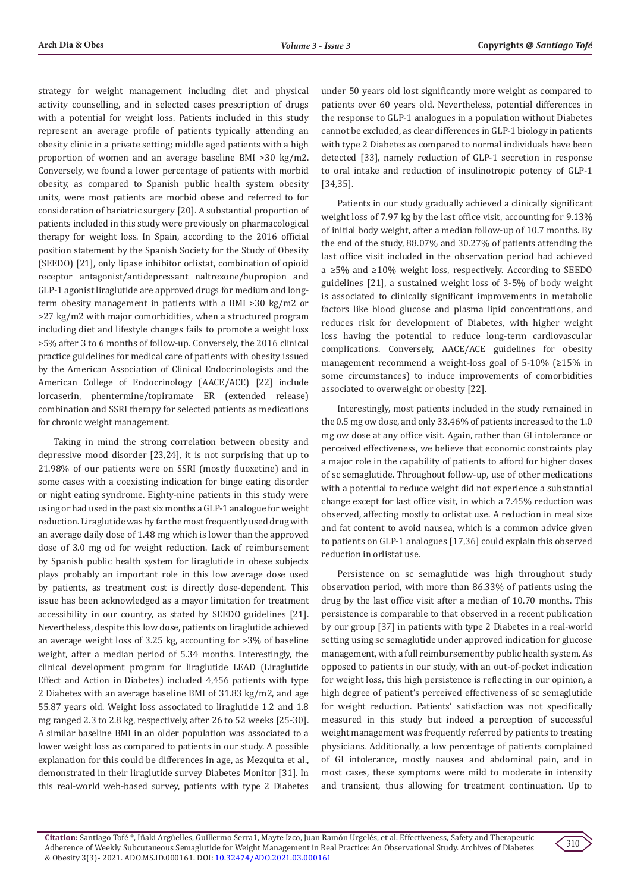strategy for weight management including diet and physical activity counselling, and in selected cases prescription of drugs with a potential for weight loss. Patients included in this study represent an average profile of patients typically attending an obesity clinic in a private setting; middle aged patients with a high proportion of women and an average baseline BMI >30 kg/m2. Conversely, we found a lower percentage of patients with morbid obesity, as compared to Spanish public health system obesity units, were most patients are morbid obese and referred to for consideration of bariatric surgery [20]. A substantial proportion of patients included in this study were previously on pharmacological therapy for weight loss. In Spain, according to the 2016 official position statement by the Spanish Society for the Study of Obesity (SEEDO) [21], only lipase inhibitor orlistat, combination of opioid receptor antagonist/antidepressant naltrexone/bupropion and GLP-1 agonist liraglutide are approved drugs for medium and long-term obesity management in patients with a BMI >30 kg/m2 or >27 kg/m2 with major comorbidities, when a structured program including diet and lifestyle changes fails to promote a weight loss >5% after 3 to 6 months of follow-up. Conversely, the 2016 clinical practice guidelines for medical care of patients with obesity issued by the American Association of Clinical Endocrinologists and the American College of Endocrinology (AACE/ACE) [22] include lorcaserin, phentermine/topiramate ER (extended release) combination and SSRI therapy for selected patients as medications for chronic weight management.

Taking in mind the strong correlation between obesity and depressive mood disorder [23,24], it is not surprising that up to 21.98% of our patients were on SSRI (mostly fluoxetine) and in some cases with a coexisting indication for binge eating disorder or night eating syndrome. Eighty-nine patients in this study were using or had used in the past six months a GLP-1 analogue for weight reduction. Liraglutide was by far the most frequently used drug with an average daily dose of 1.48 mg which is lower than the approved dose of 3.0 mg od for weight reduction. Lack of reimbursement by Spanish public health system for liraglutide in obese subjects plays probably an important role in this low average dose used by patients, as treatment cost is directly dose-dependent. This issue has been acknowledged as a mayor limitation for treatment accessibility in our country, as stated by SEEDO guidelines [21]. Nevertheless, despite this low dose, patients on liraglutide achieved an average weight loss of 3.25 kg, accounting for >3% of baseline weight, after a median period of 5.34 months. Interestingly, the clinical development program for liraglutide LEAD (Liraglutide Effect and Action in Diabetes) included 4,456 patients with type 2 Diabetes with an average baseline BMI of 31.83 kg/m2, and age 55.87 years old. Weight loss associated to liraglutide 1.2 and 1.8 mg ranged 2.3 to 2.8 kg, respectively, after 26 to 52 weeks [25-30]. A similar baseline BMI in an older population was associated to a lower weight loss as compared to patients in our study. A possible explanation for this could be differences in age, as Mezquita et al., demonstrated in their liraglutide survey Diabetes Monitor [31]. In this real-world web-based survey, patients with type 2 Diabetes under 50 years old lost significantly more weight as compared to patients over 60 years old. Nevertheless, potential differences in the response to GLP-1 analogues in a population without Diabetes cannot be excluded, as clear differences in GLP-1 biology in patients with type 2 Diabetes as compared to normal individuals have been detected [33], namely reduction of GLP-1 secretion in response to oral intake and reduction of insulinotropic potency of GLP-1 [34,35].

Patients in our study gradually achieved a clinically significant weight loss of 7.97 kg by the last office visit, accounting for 9.13% of initial body weight, after a median follow-up of 10.7 months. By the end of the study, 88.07% and 30.27% of patients attending the last office visit included in the observation period had achieved a ≥5% and ≥10% weight loss, respectively. According to SEEDO guidelines [21], a sustained weight loss of 3-5% of body weight is associated to clinically significant improvements in metabolic factors like blood glucose and plasma lipid concentrations, and reduces risk for development of Diabetes, with higher weight loss having the potential to reduce long-term cardiovascular complications. Conversely, AACE/ACE guidelines for obesity management recommend a weight-loss goal of 5-10% (≥15% in some circumstances) to induce improvements of comorbidities associated to overweight or obesity [22].

Interestingly, most patients included in the study remained in the 0.5 mg ow dose, and only 33.46% of patients increased to the 1.0 mg ow dose at any office visit. Again, rather than GI intolerance or perceived effectiveness, we believe that economic constraints play a major role in the capability of patients to afford for higher doses of sc semaglutide. Throughout follow-up, use of other medications with a potential to reduce weight did not experience a substantial change except for last office visit, in which a 7.45% reduction was observed, affecting mostly to orlistat use. A reduction in meal size and fat content to avoid nausea, which is a common advice given to patients on GLP-1 analogues [17,36] could explain this observed reduction in orlistat use.

Persistence on sc semaglutide was high throughout study observation period, with more than 86.33% of patients using the drug by the last office visit after a median of 10.70 months. This persistence is comparable to that observed in a recent publication by our group [37] in patients with type 2 Diabetes in a real-world setting using sc semaglutide under approved indication for glucose management, with a full reimbursement by public health system. As opposed to patients in our study, with an out-of-pocket indication for weight loss, this high persistence is reflecting in our opinion, a high degree of patient's perceived effectiveness of sc semaglutide for weight reduction. Patients' satisfaction was not specifically measured in this study but indeed a perception of successful weight management was frequently referred by patients to treating physicians. Additionally, a low percentage of patients complained of GI intolerance, mostly nausea and abdominal pain, and in most cases, these symptoms were mild to moderate in intensity and transient, thus allowing for treatment continuation. Up to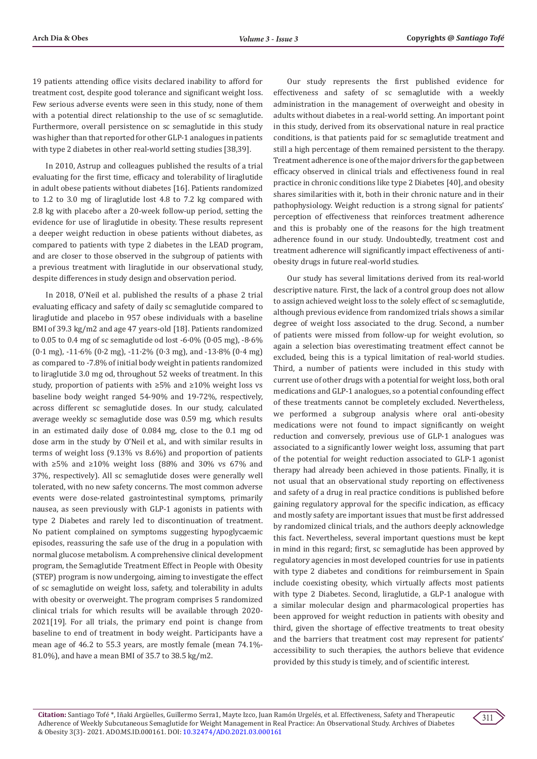19 patients attending office visits declared inability to afford for treatment cost, despite good tolerance and significant weight loss. Few serious adverse events were seen in this study, none of them with a potential direct relationship to the use of sc semaglutide. Furthermore, overall persistence on sc semaglutide in this study was higher than that reported for other GLP-1 analogues in patients with type 2 diabetes in other real-world setting studies [38,39].

In 2010, Astrup and colleagues published the results of a trial evaluating for the first time, efficacy and tolerability of liraglutide in adult obese patients without diabetes [16]. Patients randomized to 1.2 to 3.0 mg of liraglutide lost 4.8 to 7.2 kg compared with 2.8 kg with placebo after a 20-week follow-up period, setting the evidence for use of liraglutide in obesity. These results represent a deeper weight reduction in obese patients without diabetes, as compared to patients with type 2 diabetes in the LEAD program, and are closer to those observed in the subgroup of patients with a previous treatment with liraglutide in our observational study, despite differences in study design and observation period.

In 2018, O'Neil et al. published the results of a phase 2 trial evaluating efficacy and safety of daily sc semaglutide compared to liraglutide and placebo in 957 obese individuals with a baseline BMI of 39.3 kg/m2 and age 47 years-old [18]. Patients randomized to 0.05 to 0.4 mg of sc semaglutide od lost -6·0% (0·05 mg), -8·6% (0·1 mg), -11·6% (0·2 mg), -11·2% (0·3 mg), and -13·8% (0·4 mg) as compared to -7.8% of initial body weight in patients randomized to liraglutide 3.0 mg od, throughout 52 weeks of treatment. In this study, proportion of patients with ≥5% and ≥10% weight loss vs baseline body weight ranged 54-90% and 19-72%, respectively, across different sc semaglutide doses. In our study, calculated average weekly sc semaglutide dose was 0.59 mg, which results in an estimated daily dose of 0.084 mg, close to the 0.1 mg od dose arm in the study by O'Neil et al., and with similar results in terms of weight loss (9.13% vs 8.6%) and proportion of patients with ≥5% and ≥10% weight loss (88% and 30% vs 67% and 37%, respectively). All sc semaglutide doses were generally well tolerated, with no new safety concerns. The most common adverse events were dose-related gastrointestinal symptoms, primarily nausea, as seen previously with GLP-1 agonists in patients with type 2 Diabetes and rarely led to discontinuation of treatment. No patient complained on symptoms suggesting hypoglycaemic episodes, reassuring the safe use of the drug in a population with normal glucose metabolism. A comprehensive clinical development program, the Semaglutide Treatment Effect in People with Obesity (STEP) program is now undergoing, aiming to investigate the effect of sc semaglutide on weight loss, safety, and tolerability in adults with obesity or overweight. The program comprises 5 randomized clinical trials for which results will be available through 2020-2021[19]. For all trials, the primary end point is change from baseline to end of treatment in body weight. Participants have a mean age of 46.2 to 55.3 years, are mostly female (mean 74.1%-81.0%), and have a mean BMI of 35.7 to 38.5 kg/m2.

Our study represents the first published evidence for effectiveness and safety of sc semaglutide with a weekly administration in the management of overweight and obesity in adults without diabetes in a real-world setting. An important point in this study, derived from its observational nature in real practice conditions, is that patients paid for sc semaglutide treatment and still a high percentage of them remained persistent to the therapy. Treatment adherence is one of the major drivers for the gap between efficacy observed in clinical trials and effectiveness found in real practice in chronic conditions like type 2 Diabetes [40], and obesity shares similarities with it, both in their chronic nature and in their pathophysiology. Weight reduction is a strong signal for patients' perception of effectiveness that reinforces treatment adherence and this is probably one of the reasons for the high treatment adherence found in our study. Undoubtedly, treatment cost and treatment adherence will significantly impact effectiveness of anti-obesity drugs in future real-world studies.

Our study has several limitations derived from its real-world descriptive nature. First, the lack of a control group does not allow to assign achieved weight loss to the solely effect of sc semaglutide, although previous evidence from randomized trials shows a similar degree of weight loss associated to the drug. Second, a number of patients were missed from follow-up for weight evolution, so again a selection bias overestimating treatment effect cannot be excluded, being this is a typical limitation of real-world studies. Third, a number of patients were included in this study with current use of other drugs with a potential for weight loss, both oral medications and GLP-1 analogues, so a potential confounding effect of these treatments cannot be completely excluded. Nevertheless, we performed a subgroup analysis where oral anti-obesity medications were not found to impact significantly on weight reduction and conversely, previous use of GLP-1 analogues was associated to a significantly lower weight loss, assuming that part of the potential for weight reduction associated to GLP-1 agonist therapy had already been achieved in those patients. Finally, it is not usual that an observational study reporting on effectiveness and safety of a drug in real practice conditions is published before gaining regulatory approval for the specific indication, as efficacy and mostly safety are important issues that must be first addressed by randomized clinical trials, and the authors deeply acknowledge this fact. Nevertheless, several important questions must be kept in mind in this regard; first, sc semaglutide has been approved by regulatory agencies in most developed countries for use in patients with type 2 diabetes and conditions for reimbursement in Spain include coexisting obesity, which virtually affects most patients with type 2 Diabetes. Second, liraglutide, a GLP-1 analogue with a similar molecular design and pharmacological properties has been approved for weight reduction in patients with obesity and third, given the shortage of effective treatments to treat obesity and the barriers that treatment cost may represent for patients' accessibility to such therapies, the authors believe that evidence provided by this study is timely, and of scientific interest.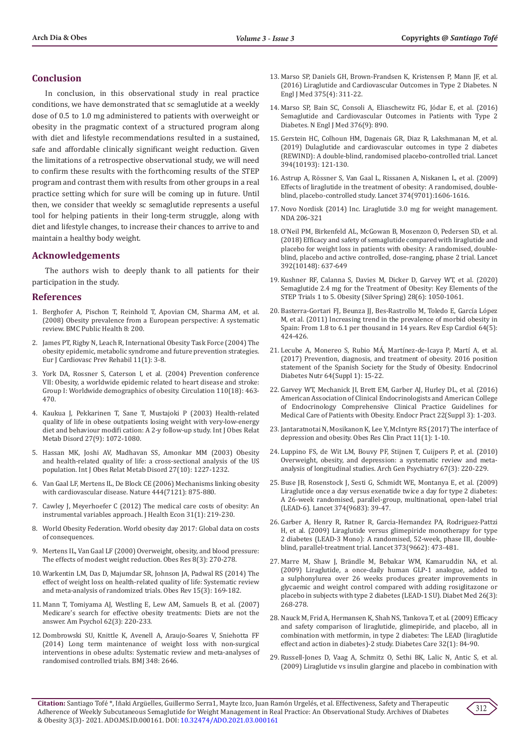## Conclusion

In conclusion, in this observational study in real practice conditions, we have demonstrated that sc semaglutide at a weekly dose of 0.5 to 1.0 mg administered to patients with overweight or obesity in the pragmatic context of a structured program along with diet and lifestyle recommendations resulted in a sustained, safe and affordable clinically significant weight reduction. Given the limitations of a retrospective observational study, we will need to confirm these results with the forthcoming results of the STEP program and contrast them with results from other groups in a real practice setting which for sure will be coming up in future. Until then, we consider that weekly sc semaglutide represents a useful tool for helping patients in their long-term struggle, along with diet and lifestyle changes, to increase their chances to arrive to and maintain a healthy body weight.

## Acknowledgements

The authors wish to deeply thank to all patients for their participation in the study.

## References

1. Berghofer A, Pischon T, Reinhold T, Apovian CM, Sharma AM, et al. (2008) Obesity prevalence from a European perspective: A systematic review. BMC Public Health 8: 200.
2. James PT, Rigby N, Leach R, International Obesity Task Force (2004) The obesity epidemic, metabolic syndrome and future prevention strategies. Eur J Cardiovasc Prev Rehabil 11(1): 3-8.
3. York DA, Rossner S, Caterson I, et al. (2004) Prevention conference VII: Obesity, a worldwide epidemic related to heart disease and stroke: Group I: Worldwide demographics of obesity. Circulation 110(18): 463-470.
4. Kaukua J, Pekkarinen T, Sane T, Mustajoki P (2003) Health-related quality of life in obese outpatients losing weight with very-low-energy diet and behaviour modifi cation: A 2-y follow-up study. Int J Obes Relat Metab Disord 27(9): 1072-1080.
5. Hassan MK, Joshi AV, Madhavan SS, Amonkar MM (2003) Obesity and health-related quality of life: a cross-sectional analysis of the US population. Int J Obes Relat Metab Disord 27(10): 1227-1232.
6. Van Gaal LF, Mertens IL, De Block CE (2006) Mechanisms linking obesity with cardiovascular disease. Nature 444(7121): 875-880.
7. Cawley J, Meyerhoefer C (2012) The medical care costs of obesity: An instrumental variables approach. J Health Econ 31(1): 219-230.
8. World Obesity Federation. World obesity day 2017: Global data on costs of consequences.
9. Mertens IL, Van Gaal LF (2000) Overweight, obesity, and blood pressure: The effects of modest weight reduction. Obes Res 8(3): 270-278.
10. Warkentin LM, Das D, Majumdar SR, Johnson JA, Padwal RS (2014) The effect of weight loss on health-related quality of life: Systematic review and meta-analysis of randomized trials. Obes Rev 15(3): 169-182.
11. Mann T, Tomiyama AJ, Westling E, Lew AM, Samuels B, et al. (2007) Medicare's search for effective obesity treatments: Diets are not the answer. Am Psychol 62(3): 220-233.
12. Dombrowski SU, Knittle K, Avenell A, Araujo-Soares V, Sniehotta FF (2014) Long term maintenance of weight loss with non-surgical interventions in obese adults: Systematic review and meta-analyses of randomised controlled trials. BMJ 348: 2646.
13. Marso SP, Daniels GH, Brown-Frandsen K, Kristensen P, Mann JF, et al. (2016) Liraglutide and Cardiovascular Outcomes in Type 2 Diabetes. N Engl J Med 375(4): 311-22.
14. Marso SP, Bain SC, Consoli A, Eliaschewitz FG, Jódar E, et al. (2016) Semaglutide and Cardiovascular Outcomes in Patients with Type 2 Diabetes. N Engl J Med 376(9): 890.
15. Gerstein HC, Colhoun HM, Dagenais GR, Diaz R, Lakshmanan M, et al. (2019) Dulaglutide and cardiovascular outcomes in type 2 diabetes (REWIND): A double-blind, randomised placebo-controlled trial. Lancet 394(10193): 121-130.
16. Astrup A, Rössner S, Van Gaal L, Rissanen A, Niskanen L, et al. (2009) Effects of liraglutide in the treatment of obesity: A randomised, double-blind, placebo-controlled study. Lancet 374(9701):1606-1616.
17. Novo Nordisk (2014) Inc. Liraglutide 3.0 mg for weight management. NDA 206-321
18. O'Neil PM, Birkenfeld AL, McGowan B, Mosenzon O, Pedersen SD, et al. (2018) Efficacy and safety of semaglutide compared with liraglutide and placebo for weight loss in patients with obesity: A randomised, double-blind, placebo and active controlled, dose-ranging, phase 2 trial. Lancet 392(10148): 637-649
19. Kushner RF, Calanna S, Davies M, Dicker D, Garvey WT, et al. (2020) Semaglutide 2.4 mg for the Treatment of Obesity: Key Elements of the STEP Trials 1 to 5. Obesity (Silver Spring) 28(6): 1050-1061.
20. Basterra-Gortari FJ, Beunza JJ, Bes-Rastrollo M, Toledo E, García López M, et al. (2011) Increasing trend in the prevalence of morbid obesity in Spain: From 1.8 to 6.1 per thousand in 14 years. Rev Esp Cardiol 64(5): 424-426.
21. Lecube A, Monereo S, Rubio MÁ, Martínez-de-Icaya P, Martí A, et al. (2017) Prevention, diagnosis, and treatment of obesity. 2016 position statement of the Spanish Society for the Study of Obesity. Endocrinol Diabetes Nutr 64(Suppl 1): 15-22.
22. Garvey WT, Mechanick JI, Brett EM, Garber AJ, Hurley DL, et al. (2016) American Association of Clinical Endocrinologists and American College of Endocrinology Comprehensive Clinical Practice Guidelines for Medical Care of Patients with Obesity. Endocr Pract 22(Suppl 3): 1-203.
23. Jantaratnotai N, Mosikanon K, Lee Y, McIntyre RS (2017) The interface of depression and obesity. Obes Res Clin Pract 11(1): 1-10.
24. Luppino FS, de Wit LM, Bouvy PF, Stijnen T, Cuijpers P, et al. (2010) Overweight, obesity, and depression: a systematic review and meta-analysis of longitudinal studies. Arch Gen Psychiatry 67(3): 220-229.
25. Buse JB, Rosenstock J, Sesti G, Schmidt WE, Montanya E, et al. (2009) Liraglutide once a day versus exenatide twice a day for type 2 diabetes: A 26-week randomised, parallel-group, multinational, open-label trial (LEAD-6). Lancet 374(9683): 39-47.
26. Garber A, Henry R, Ratner R, Garcia-Hernandez PA, Rodriguez-Pattzi H, et al. (2009) Liraglutide versus glimepiride monotherapy for type 2 diabetes (LEAD-3 Mono): A randomised, 52-week, phase III, double-blind, parallel-treatment trial. Lancet 373(9662): 473-481.
27. Marre M, Shaw J, Brändle M, Bebakar WM, Kamaruddin NA, et al. (2009) Liraglutide, a once-daily human GLP-1 analogue, added to a sulphonylurea over 26 weeks produces greater improvements in glycaemic and weight control compared with adding rosiglitazone or placebo in subjects with type 2 diabetes (LEAD-1 SU). Diabet Med 26(3): 268-278.
28. Nauck M, Frid A, Hermansen K, Shah NS, Tankova T, et al. (2009) Efficacy and safety comparison of liraglutide, glimepiride, and placebo, all in combination with metformin, in type 2 diabetes: The LEAD (liraglutide effect and action in diabetes)-2 study. Diabetes Care 32(1): 84-90.
29. Russell-Jones D, Vaag A, Schmitz O, Sethi BK, Lalic N, Antic S, et al. (2009) Liraglutide vs insulin glargine and placebo in combination with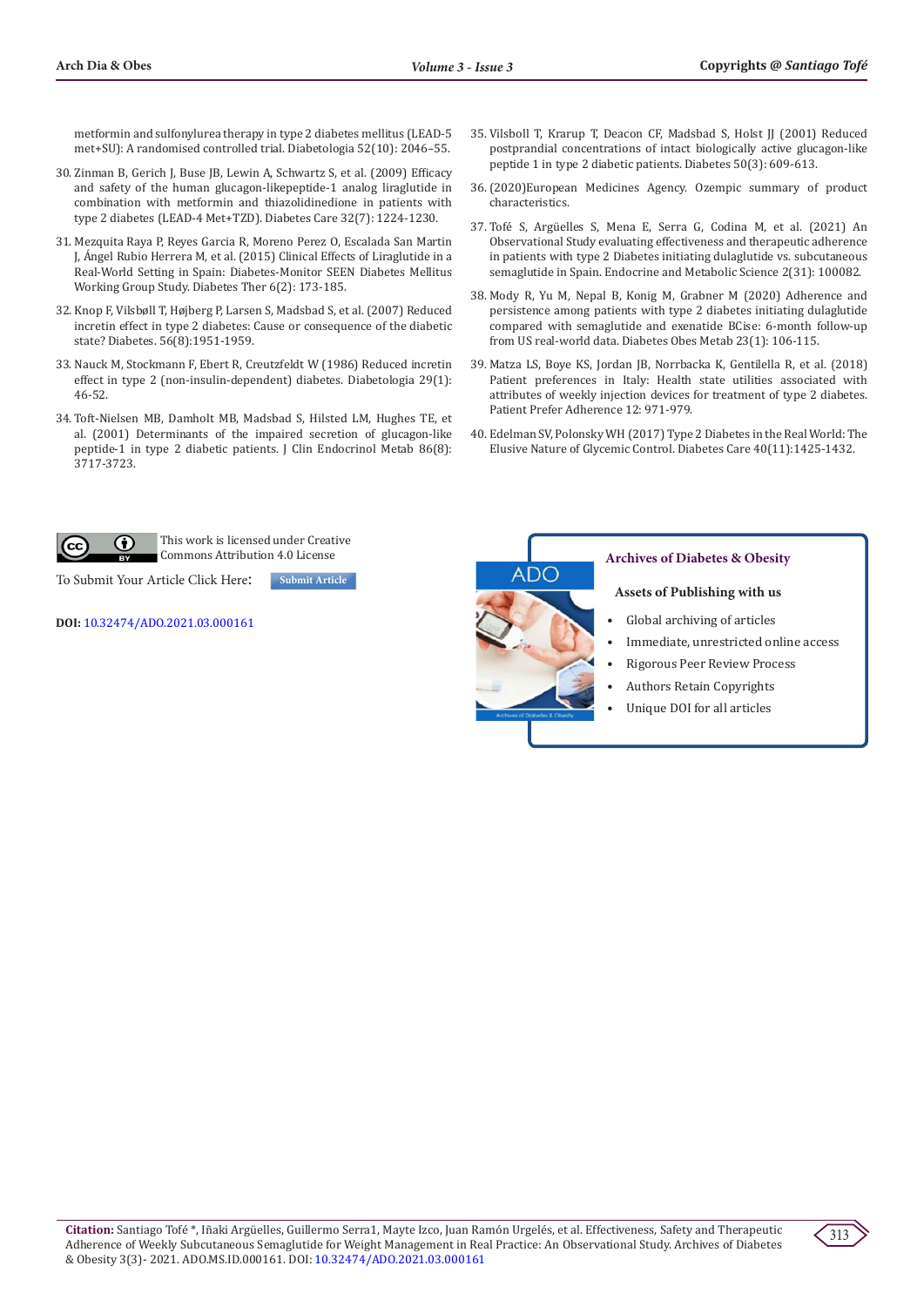metformin and sulfonylurea therapy in type 2 diabetes mellitus (LEAD-5 met+SU): A randomised controlled trial. Diabetologia 52(10): 2046–55.

30. Zinman B, Gerich J, Buse JB, Lewin A, Schwartz S, et al. (2009) Efficacy and safety of the human glucagon-likepeptide-1 analog liraglutide in combination with metformin and thiazolidinedione in patients with type 2 diabetes (LEAD-4 Met+TZD). Diabetes Care 32(7): 1224-1230.

31. Mezquita Raya P, Reyes Garcia R, Moreno Perez O, Escalada San Martin J, Ángel Rubio Herrera M, et al. (2015) Clinical Effects of Liraglutide in a Real-World Setting in Spain: Diabetes-Monitor SEEN Diabetes Mellitus Working Group Study. Diabetes Ther 6(2): 173-185.

32. Knop F, Vilsbøll T, Højberg P, Larsen S, Madsbad S, et al. (2007) Reduced incretin effect in type 2 diabetes: Cause or consequence of the diabetic state? Diabetes. 56(8):1951-1959.

33. Nauck M, Stockmann F, Ebert R, Creutzfeldt W (1986) Reduced incretin effect in type 2 (non-insulin-dependent) diabetes. Diabetologia 29(1): 46-52.

34. Toft-Nielsen MB, Damholt MB, Madsbad S, Hilsted LM, Hughes TE, et al. (2001) Determinants of the impaired secretion of glucagon-like peptide-1 in type 2 diabetic patients. J Clin Endocrinol Metab 86(8): 3717-3723.

35. Vilsboll T, Krarup T, Deacon CF, Madsbad S, Holst JJ (2001) Reduced postprandial concentrations of intact biologically active glucagon-like peptide 1 in type 2 diabetic patients. Diabetes 50(3): 609-613.

36. (2020)European Medicines Agency. Ozempic summary of product characteristics.

37. Tofé S, Argüelles S, Mena E, Serra G, Codina M, et al. (2021) An Observational Study evaluating effectiveness and therapeutic adherence in patients with type 2 Diabetes initiating dulaglutide vs. subcutaneous semaglutide in Spain. Endocrine and Metabolic Science 2(31): 100082.

38. Mody R, Yu M, Nepal B, Konig M, Grabner M (2020) Adherence and persistence among patients with type 2 diabetes initiating dulaglutide compared with semaglutide and exenatide BCise: 6-month follow-up from US real-world data. Diabetes Obes Metab 23(1): 106-115.

39. Matza LS, Boye KS, Jordan JB, Norrbacka K, Gentilella R, et al. (2018) Patient preferences in Italy: Health state utilities associated with attributes of weekly injection devices for treatment of type 2 diabetes. Patient Prefer Adherence 12: 971-979.

40. Edelman SV, Polonsky WH (2017) Type 2 Diabetes in the Real World: The Elusive Nature of Glycemic Control. Diabetes Care 40(11):1425-1432.

This work is licensed under Creative Commons Attribution 4.0 License

To Submit Your Article Click Here: Submit Article

**DOI:** 10.32474/ADO.2021.03.000161

**Archives of Diabetes & Obesity**

**Assets of Publishing with us**

- Global archiving of articles
- Immediate, unrestricted online access
- Rigorous Peer Review Process
- Authors Retain Copyrights
- Unique DOI for all articles

**Citation:** Santiago Tofé *, Iñaki Argüelles, Guillermo Serra1, Mayte Izco, Juan Ramón Urgelés, et al. Effectiveness, Safety and Therapeutic Adherence of Weekly Subcutaneous Semaglutide for Weight Management in Real Practice: An Observational Study. Archives of Diabetes & Obesity 3(3)- 2021. ADO.MS.ID.000161. DOI: 10.32474/ADO.2021.03.000161